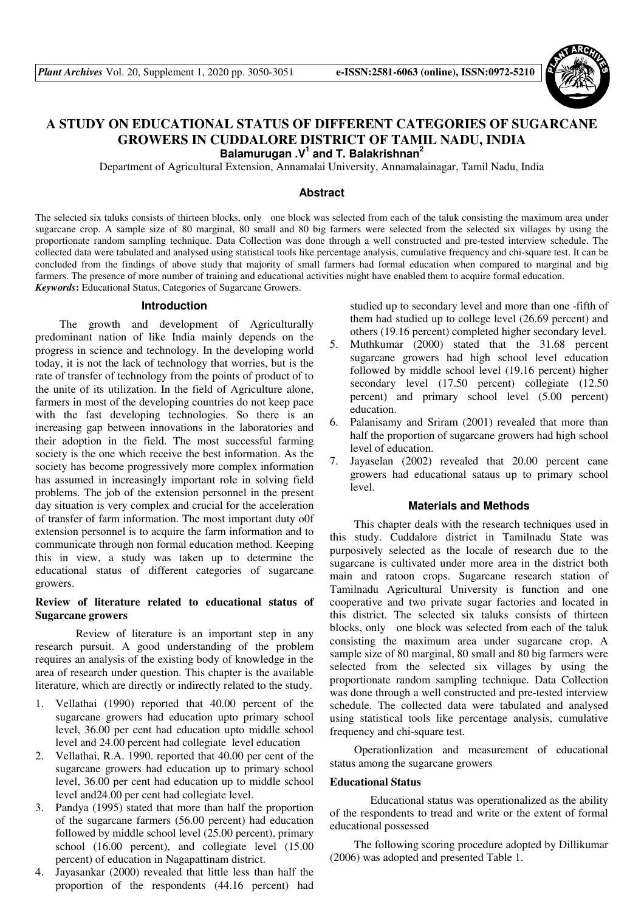# A STUDY ON EDUCATIONAL STATUS OF DIFFERENT CATEGORIES OF SUGARCANE GROWERS IN CUDDALORE DISTRICT OF TAMIL NADU, INDIA

**Balamurugan .V[1] and T. Balakrishnan[2]**

Department of Agricultural Extension, Annamalai University, Annamalainagar, Tamil Nadu, India

## Abstract

The selected six taluks consists of thirteen blocks, only one block was selected from each of the taluk consisting the maximum area under sugarcane crop. A sample size of 80 marginal, 80 small and 80 big farmers were selected from the selected six villages by using the proportionate random sampling technique. Data Collection was done through a well constructed and pre-tested interview schedule. The collected data were tabulated and analysed using statistical tools like percentage analysis, cumulative frequency and chi-square test. It can be concluded from the findings of above study that majority of small farmers had formal education when compared to marginal and big farmers. The presence of more number of training and educational activities might have enabled them to acquire formal education.

***Keywords*:** Educational Status, Categories of Sugarcane Growers.

## Introduction

The growth and development of Agriculturally predominant nation of like India mainly depends on the progress in science and technology. In the developing world today, it is not the lack of technology that worries, but is the rate of transfer of technology from the points of product of to the unite of its utilization. In the field of Agriculture alone, farmers in most of the developing countries do not keep pace with the fast developing technologies. So there is an increasing gap between innovations in the laboratories and their adoption in the field. The most successful farming society is the one which receive the best information. As the society has become progressively more complex information has assumed in increasingly important role in solving field problems. The job of the extension personnel in the present day situation is very complex and crucial for the acceleration of transfer of farm information. The most important duty o0f extension personnel is to acquire the farm information and to communicate through non formal education method. Keeping this in view, a study was taken up to determine the educational status of different categories of sugarcane growers.

### Review of literature related to educational status of Sugarcane growers

Review of literature is an important step in any research pursuit. A good understanding of the problem requires an analysis of the existing body of knowledge in the area of research under question. This chapter is the available literature, which are directly or indirectly related to the study.

1. Vellathai (1990) reported that 40.00 percent of the sugarcane growers had education upto primary school level, 36.00 per cent had education upto middle school level and 24.00 percent had collegiate level education
2. Vellathai, R.A. 1990. reported that 40.00 per cent of the sugarcane growers had education up to primary school level, 36.00 per cent had education up to middle school level and24.00 per cent had collegiate level.
3. Pandya (1995) stated that more than half the proportion of the sugarcane farmers (56.00 percent) had education followed by middle school level (25.00 percent), primary school (16.00 percent), and collegiate level (15.00 percent) of education in Nagapattinam district.
4. Jayasankar (2000) revealed that little less than half the proportion of the respondents (44.16 percent) had studied up to secondary level and more than one -fifth of them had studied up to college level (26.69 percent) and others (19.16 percent) completed higher secondary level.
5. Muthkumar (2000) stated that the 31.68 percent sugarcane growers had high school level education followed by middle school level (19.16 percent) higher secondary level (17.50 percent) collegiate (12.50 percent) and primary school level (5.00 percent) education.
6. Palanisamy and Sriram (2001) revealed that more than half the proportion of sugarcane growers had high school level of education.
7. Jayaselan (2002) revealed that 20.00 percent cane growers had educational sataus up to primary school level.

## Materials and Methods

This chapter deals with the research techniques used in this study. Cuddalore district in Tamilnadu State was purposively selected as the locale of research due to the sugarcane is cultivated under more area in the district both main and ratoon crops. Sugarcane research station of Tamilnadu Agricultural University is function and one cooperative and two private sugar factories and located in this district. The selected six taluks consists of thirteen blocks, only one block was selected from each of the taluk consisting the maximum area under sugarcane crop. A sample size of 80 marginal, 80 small and 80 big farmers were selected from the selected six villages by using the proportionate random sampling technique. Data Collection was done through a well constructed and pre-tested interview schedule. The collected data were tabulated and analysed using statistical tools like percentage analysis, cumulative frequency and chi-square test.

Operationlization and measurement of educational status among the sugarcane growers

### Educational Status

Educational status was operationalized as the ability of the respondents to tread and write or the extent of formal educational possessed

The following scoring procedure adopted by Dillikumar (2006) was adopted and presented Table 1.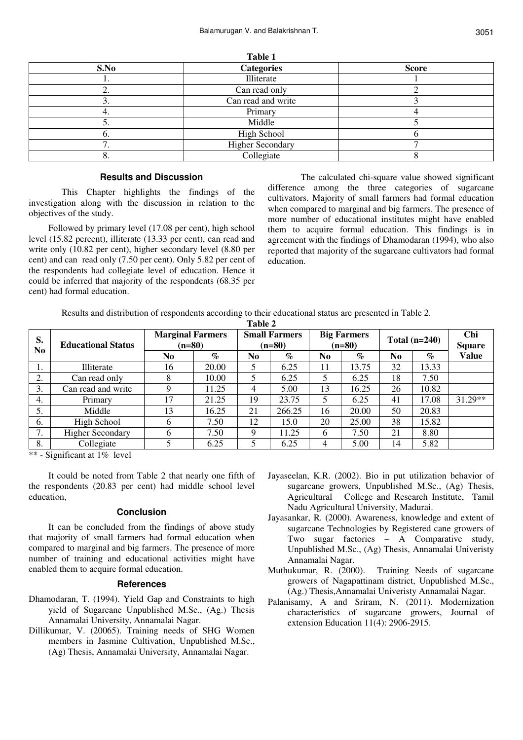**Table 1**

| S.No | Categories | Score |
|---|---|---|
| 1. | Illiterate | 1 |
| 2. | Can read only | 2 |
| 3. | Can read and write | 3 |
| 4. | Primary | 4 |
| 5. | Middle | 5 |
| 6. | High School | 6 |
| 7. | Higher Secondary | 7 |
| 8. | Collegiate | 8 |

### Results and Discussion

This Chapter highlights the findings of the investigation along with the discussion in relation to the objectives of the study.

Followed by primary level (17.08 per cent), high school level (15.82 percent), illiterate (13.33 per cent), can read and write only (10.82 per cent), higher secondary level (8.80 per cent) and can read only (7.50 per cent). Only 5.82 per cent of the respondents had collegiate level of education. Hence it could be inferred that majority of the respondents (68.35 per cent) had formal education.

The calculated chi-square value showed significant difference among the three categories of sugarcane cultivators. Majority of small farmers had formal education when compared to marginal and big farmers. The presence of more number of educational institutes might have enabled them to acquire formal education. This findings is in agreement with the findings of Dhamodaran (1994), who also reported that majority of the sugarcane cultivators had formal education.

Results and distribution of respondents according to their educational status are presented in Table 2.

**Table 2**

| S. No | Educational Status | Marginal Farmers (n=80) | | Small Farmers (n=80) | | Big Farmers (n=80) | | Total (n=240) | | Chi Square Value |
|---|---|---|---|---|---|---|---|---|---|---|
| | | No | % | No | % | No | % | No | % | |
| 1. | Illiterate | 16 | 20.00 | 5 | 6.25 | 11 | 13.75 | 32 | 13.33 | |
| 2. | Can read only | 8 | 10.00 | 5 | 6.25 | 5 | 6.25 | 18 | 7.50 | |
| 3. | Can read and write | 9 | 11.25 | 4 | 5.00 | 13 | 16.25 | 26 | 10.82 | |
| 4. | Primary | 17 | 21.25 | 19 | 23.75 | 5 | 6.25 | 41 | 17.08 | 31.29** |
| 5. | Middle | 13 | 16.25 | 21 | 266.25 | 16 | 20.00 | 50 | 20.83 | |
| 6. | High School | 6 | 7.50 | 12 | 15.0 | 20 | 25.00 | 38 | 15.82 | |
| 7. | Higher Secondary | 6 | 7.50 | 9 | 11.25 | 6 | 7.50 | 21 | 8.80 | |
| 8. | Collegiate | 5 | 6.25 | 5 | 6.25 | 4 | 5.00 | 14 | 5.82 | |

** - Significant at 1% level

It could be noted from Table 2 that nearly one fifth of the respondents (20.83 per cent) had middle school level education,

### Conclusion

It can be concluded from the findings of above study that majority of small farmers had formal education when compared to marginal and big farmers. The presence of more number of training and educational activities might have enabled them to acquire formal education.

### References

Dhamodaran, T. (1994). Yield Gap and Constraints to high yield of Sugarcane Unpublished M.Sc., (Ag.) Thesis Annamalai University, Annamalai Nagar.

Dillikumar, V. (20065). Training needs of SHG Women members in Jasmine Cultivation, Unpublished M.Sc., (Ag) Thesis, Annamalai University, Annamalai Nagar.

Jayaseelan, K.R. (2002). Bio in put utilization behavior of sugarcane growers, Unpublished M.Sc., (Ag) Thesis, Agricultural College and Research Institute, Tamil Nadu Agricultural University, Madurai.

Jayasankar, R. (2000). Awareness, knowledge and extent of sugarcane Technologies by Registered cane growers of Two sugar factories – A Comparative study, Unpublished M.Sc., (Ag) Thesis, Annamalai Univeristy Annamalai Nagar.

Muthukumar, R. (2000). Training Needs of sugarcane growers of Nagapattinam district, Unpublished M.Sc., (Ag.) Thesis,Annamalai Univeristy Annamalai Nagar.

Palanisamy, A and Sriram, N. (2011). Modernization characteristics of sugarcane growers, Journal of extension Education 11(4): 2906-2915.